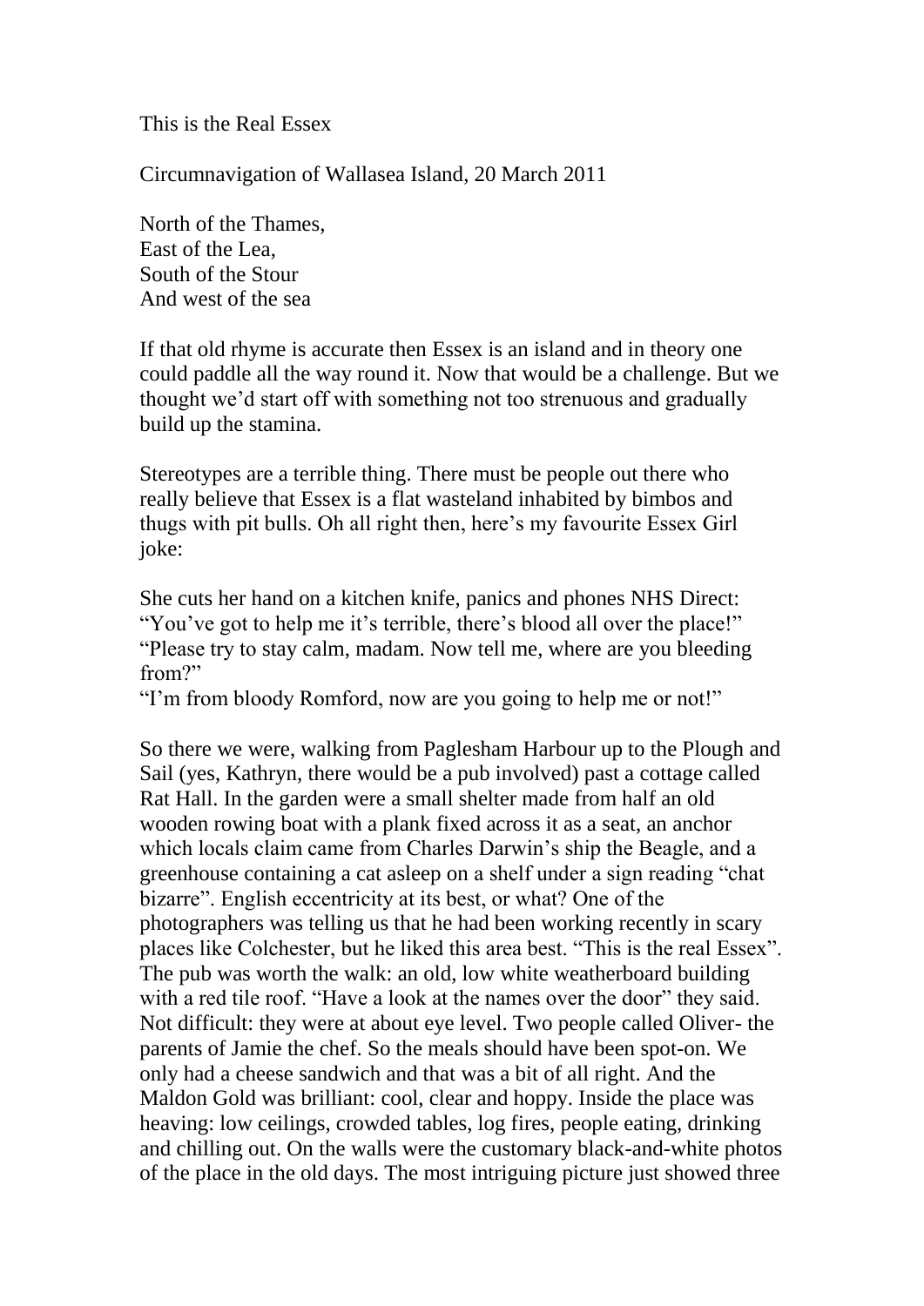This is the Real Essex

Circumnavigation of Wallasea Island, 20 March 2011

North of the Thames,  
East of the Lea,  
South of the Stour  
And west of the sea

If that old rhyme is accurate then Essex is an island and in theory one could paddle all the way round it. Now that would be a challenge. But we thought we'd start off with something not too strenuous and gradually build up the stamina.

Stereotypes are a terrible thing. There must be people out there who really believe that Essex is a flat wasteland inhabited by bimbos and thugs with pit bulls. Oh all right then, here's my favourite Essex Girl joke:

She cuts her hand on a kitchen knife, panics and phones NHS Direct:  
"You've got to help me it's terrible, there's blood all over the place!"  
"Please try to stay calm, madam. Now tell me, where are you bleeding from?"  
"I'm from bloody Romford, now are you going to help me or not!"

So there we were, walking from Paglesham Harbour up to the Plough and Sail (yes, Kathryn, there would be a pub involved) past a cottage called Rat Hall. In the garden were a small shelter made from half an old wooden rowing boat with a plank fixed across it as a seat, an anchor which locals claim came from Charles Darwin's ship the Beagle, and a greenhouse containing a cat asleep on a shelf under a sign reading "chat bizarre". English eccentricity at its best, or what? One of the photographers was telling us that he had been working recently in scary places like Colchester, but he liked this area best. "This is the real Essex". The pub was worth the walk: an old, low white weatherboard building with a red tile roof. "Have a look at the names over the door" they said. Not difficult: they were at about eye level. Two people called Oliver- the parents of Jamie the chef. So the meals should have been spot-on. We only had a cheese sandwich and that was a bit of all right. And the Maldon Gold was brilliant: cool, clear and hoppy. Inside the place was heaving: low ceilings, crowded tables, log fires, people eating, drinking and chilling out. On the walls were the customary black-and-white photos of the place in the old days. The most intriguing picture just showed three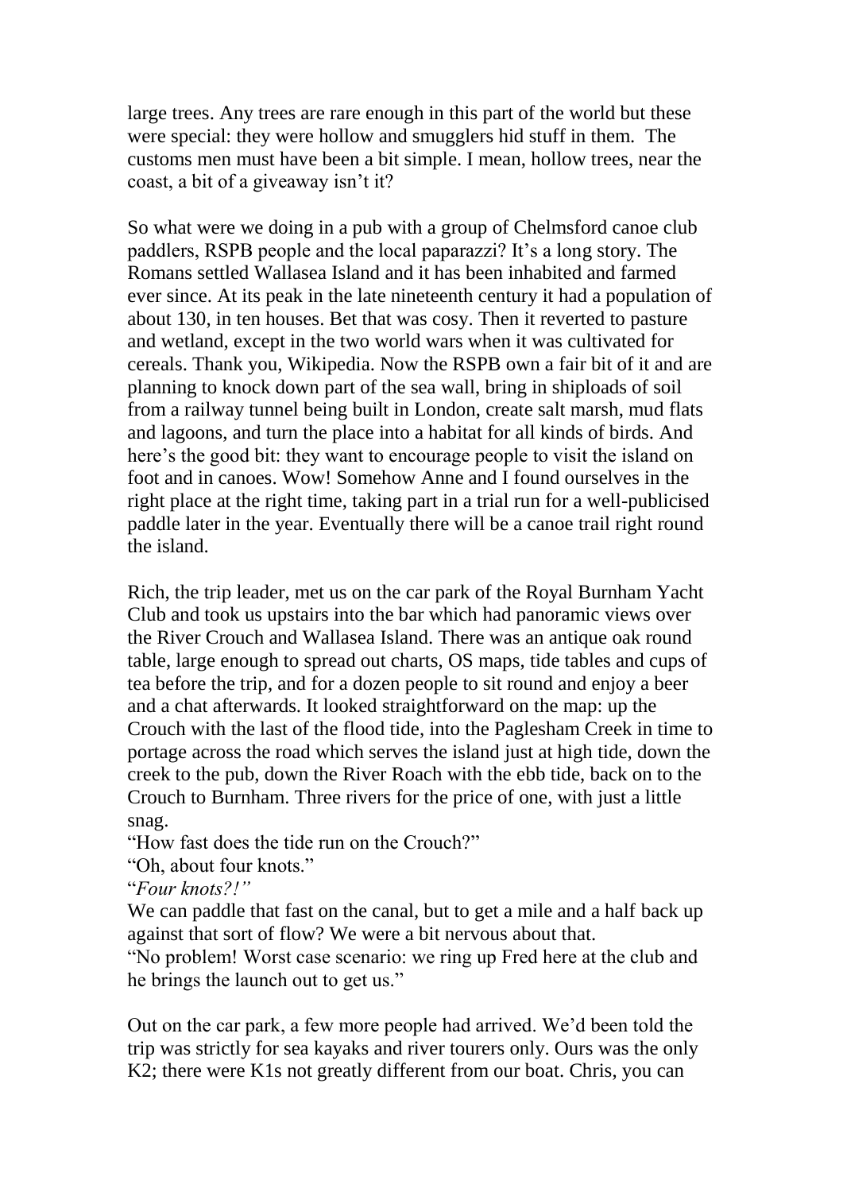large trees. Any trees are rare enough in this part of the world but these were special: they were hollow and smugglers hid stuff in them. The customs men must have been a bit simple. I mean, hollow trees, near the coast, a bit of a giveaway isn't it?

So what were we doing in a pub with a group of Chelmsford canoe club paddlers, RSPB people and the local paparazzi? It's a long story. The Romans settled Wallasea Island and it has been inhabited and farmed ever since. At its peak in the late nineteenth century it had a population of about 130, in ten houses. Bet that was cosy. Then it reverted to pasture and wetland, except in the two world wars when it was cultivated for cereals. Thank you, Wikipedia. Now the RSPB own a fair bit of it and are planning to knock down part of the sea wall, bring in shiploads of soil from a railway tunnel being built in London, create salt marsh, mud flats and lagoons, and turn the place into a habitat for all kinds of birds. And here's the good bit: they want to encourage people to visit the island on foot and in canoes. Wow! Somehow Anne and I found ourselves in the right place at the right time, taking part in a trial run for a well-publicised paddle later in the year. Eventually there will be a canoe trail right round the island.

Rich, the trip leader, met us on the car park of the Royal Burnham Yacht Club and took us upstairs into the bar which had panoramic views over the River Crouch and Wallasea Island. There was an antique oak round table, large enough to spread out charts, OS maps, tide tables and cups of tea before the trip, and for a dozen people to sit round and enjoy a beer and a chat afterwards. It looked straightforward on the map: up the Crouch with the last of the flood tide, into the Paglesham Creek in time to portage across the road which serves the island just at high tide, down the creek to the pub, down the River Roach with the ebb tide, back on to the Crouch to Burnham. Three rivers for the price of one, with just a little snag.

"How fast does the tide run on the Crouch?"

"Oh, about four knots."

"*Four knots?!*"

We can paddle that fast on the canal, but to get a mile and a half back up against that sort of flow? We were a bit nervous about that.

"No problem! Worst case scenario: we ring up Fred here at the club and he brings the launch out to get us."

Out on the car park, a few more people had arrived. We'd been told the trip was strictly for sea kayaks and river tourers only. Ours was the only K2; there were K1s not greatly different from our boat. Chris, you can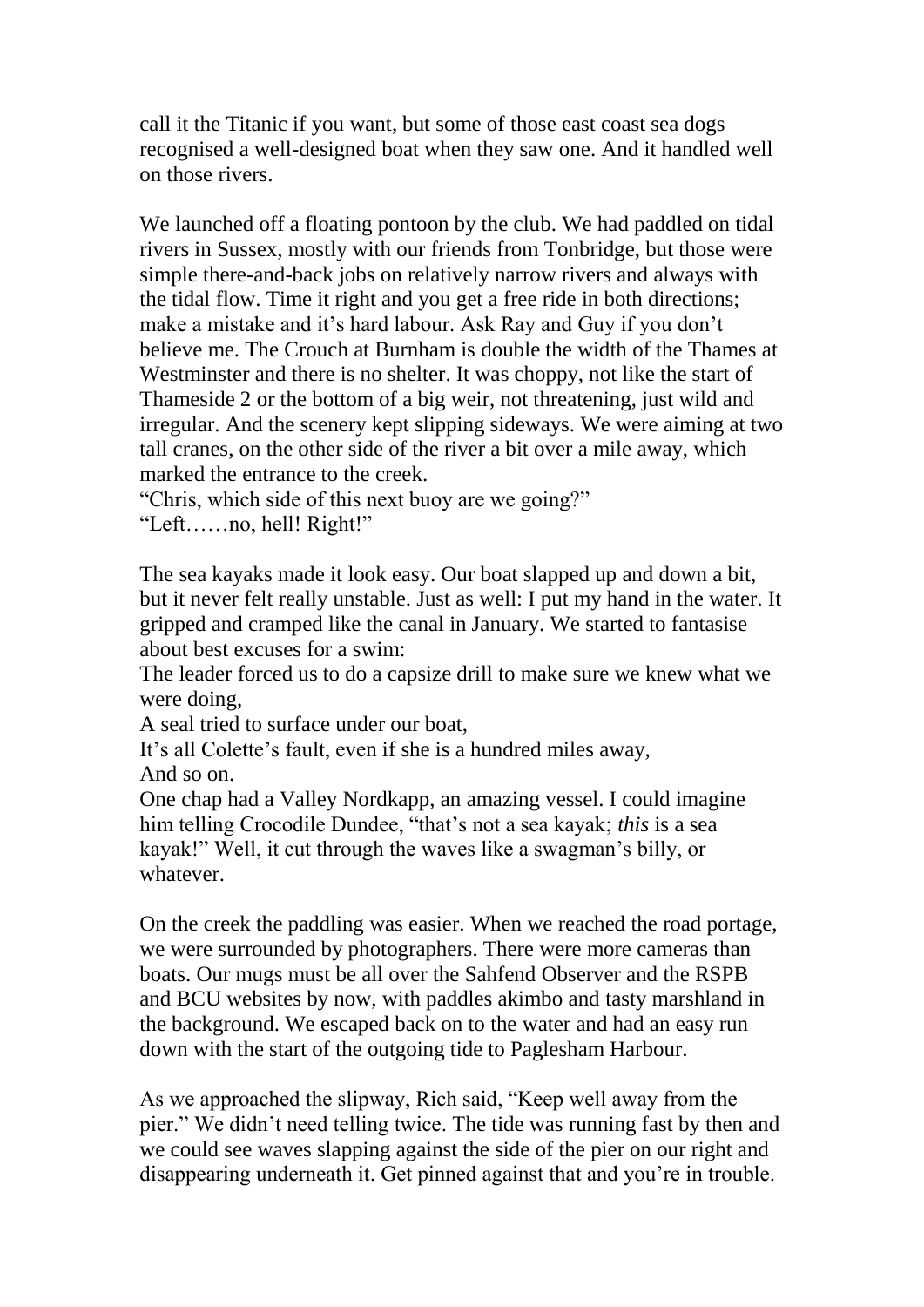call it the Titanic if you want, but some of those east coast sea dogs recognised a well-designed boat when they saw one. And it handled well on those rivers.

We launched off a floating pontoon by the club. We had paddled on tidal rivers in Sussex, mostly with our friends from Tonbridge, but those were simple there-and-back jobs on relatively narrow rivers and always with the tidal flow. Time it right and you get a free ride in both directions; make a mistake and it's hard labour. Ask Ray and Guy if you don't believe me. The Crouch at Burnham is double the width of the Thames at Westminster and there is no shelter. It was choppy, not like the start of Thameside 2 or the bottom of a big weir, not threatening, just wild and irregular. And the scenery kept slipping sideways. We were aiming at two tall cranes, on the other side of the river a bit over a mile away, which marked the entrance to the creek.

"Chris, which side of this next buoy are we going?"

"Left……no, hell! Right!"

The sea kayaks made it look easy. Our boat slapped up and down a bit, but it never felt really unstable. Just as well: I put my hand in the water. It gripped and cramped like the canal in January. We started to fantasise about best excuses for a swim:

The leader forced us to do a capsize drill to make sure we knew what we were doing,

A seal tried to surface under our boat,

It's all Colette's fault, even if she is a hundred miles away,

And so on.

One chap had a Valley Nordkapp, an amazing vessel. I could imagine him telling Crocodile Dundee, "that's not a sea kayak; *this* is a sea kayak!" Well, it cut through the waves like a swagman's billy, or whatever.

On the creek the paddling was easier. When we reached the road portage, we were surrounded by photographers. There were more cameras than boats. Our mugs must be all over the Sahfend Observer and the RSPB and BCU websites by now, with paddles akimbo and tasty marshland in the background. We escaped back on to the water and had an easy run down with the start of the outgoing tide to Paglesham Harbour.

As we approached the slipway, Rich said, "Keep well away from the pier." We didn't need telling twice. The tide was running fast by then and we could see waves slapping against the side of the pier on our right and disappearing underneath it. Get pinned against that and you're in trouble.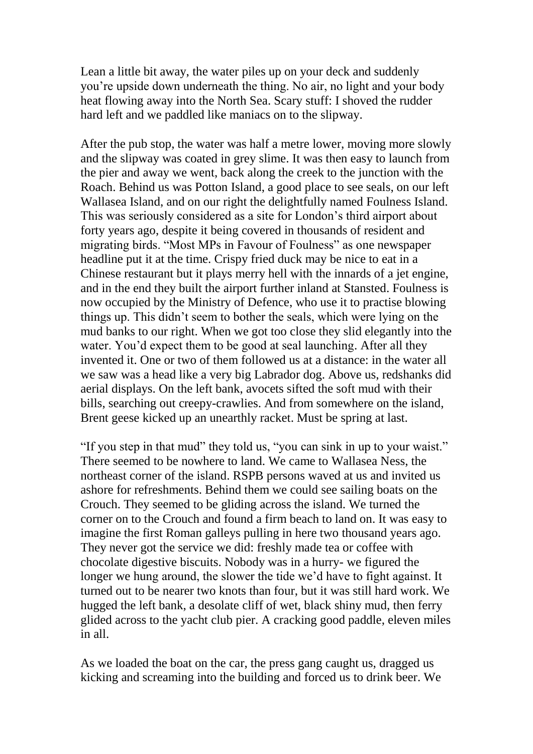Lean a little bit away, the water piles up on your deck and suddenly you're upside down underneath the thing. No air, no light and your body heat flowing away into the North Sea. Scary stuff: I shoved the rudder hard left and we paddled like maniacs on to the slipway.

After the pub stop, the water was half a metre lower, moving more slowly and the slipway was coated in grey slime. It was then easy to launch from the pier and away we went, back along the creek to the junction with the Roach. Behind us was Potton Island, a good place to see seals, on our left Wallasea Island, and on our right the delightfully named Foulness Island. This was seriously considered as a site for London's third airport about forty years ago, despite it being covered in thousands of resident and migrating birds. "Most MPs in Favour of Foulness" as one newspaper headline put it at the time. Crispy fried duck may be nice to eat in a Chinese restaurant but it plays merry hell with the innards of a jet engine, and in the end they built the airport further inland at Stansted. Foulness is now occupied by the Ministry of Defence, who use it to practise blowing things up. This didn't seem to bother the seals, which were lying on the mud banks to our right. When we got too close they slid elegantly into the water. You'd expect them to be good at seal launching. After all they invented it. One or two of them followed us at a distance: in the water all we saw was a head like a very big Labrador dog. Above us, redshanks did aerial displays. On the left bank, avocets sifted the soft mud with their bills, searching out creepy-crawlies. And from somewhere on the island, Brent geese kicked up an unearthly racket. Must be spring at last.

"If you step in that mud" they told us, "you can sink in up to your waist." There seemed to be nowhere to land. We came to Wallasea Ness, the northeast corner of the island. RSPB persons waved at us and invited us ashore for refreshments. Behind them we could see sailing boats on the Crouch. They seemed to be gliding across the island. We turned the corner on to the Crouch and found a firm beach to land on. It was easy to imagine the first Roman galleys pulling in here two thousand years ago. They never got the service we did: freshly made tea or coffee with chocolate digestive biscuits. Nobody was in a hurry- we figured the longer we hung around, the slower the tide we'd have to fight against. It turned out to be nearer two knots than four, but it was still hard work. We hugged the left bank, a desolate cliff of wet, black shiny mud, then ferry glided across to the yacht club pier. A cracking good paddle, eleven miles in all.

As we loaded the boat on the car, the press gang caught us, dragged us kicking and screaming into the building and forced us to drink beer. We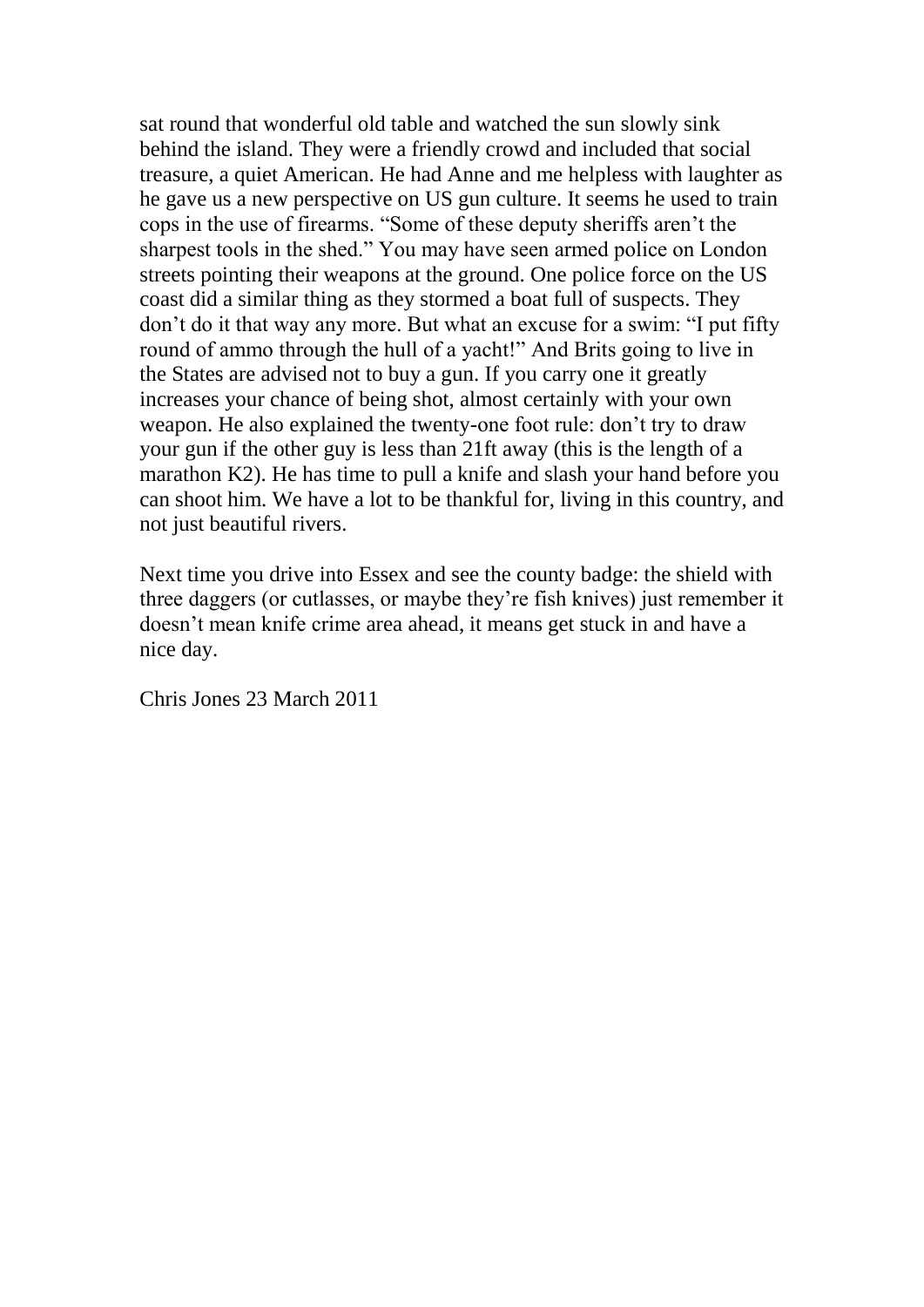sat round that wonderful old table and watched the sun slowly sink behind the island. They were a friendly crowd and included that social treasure, a quiet American. He had Anne and me helpless with laughter as he gave us a new perspective on US gun culture. It seems he used to train cops in the use of firearms. "Some of these deputy sheriffs aren't the sharpest tools in the shed." You may have seen armed police on London streets pointing their weapons at the ground. One police force on the US coast did a similar thing as they stormed a boat full of suspects. They don't do it that way any more. But what an excuse for a swim: "I put fifty round of ammo through the hull of a yacht!" And Brits going to live in the States are advised not to buy a gun. If you carry one it greatly increases your chance of being shot, almost certainly with your own weapon. He also explained the twenty-one foot rule: don't try to draw your gun if the other guy is less than 21ft away (this is the length of a marathon K2). He has time to pull a knife and slash your hand before you can shoot him. We have a lot to be thankful for, living in this country, and not just beautiful rivers.

Next time you drive into Essex and see the county badge: the shield with three daggers (or cutlasses, or maybe they're fish knives) just remember it doesn't mean knife crime area ahead, it means get stuck in and have a nice day.

Chris Jones 23 March 2011